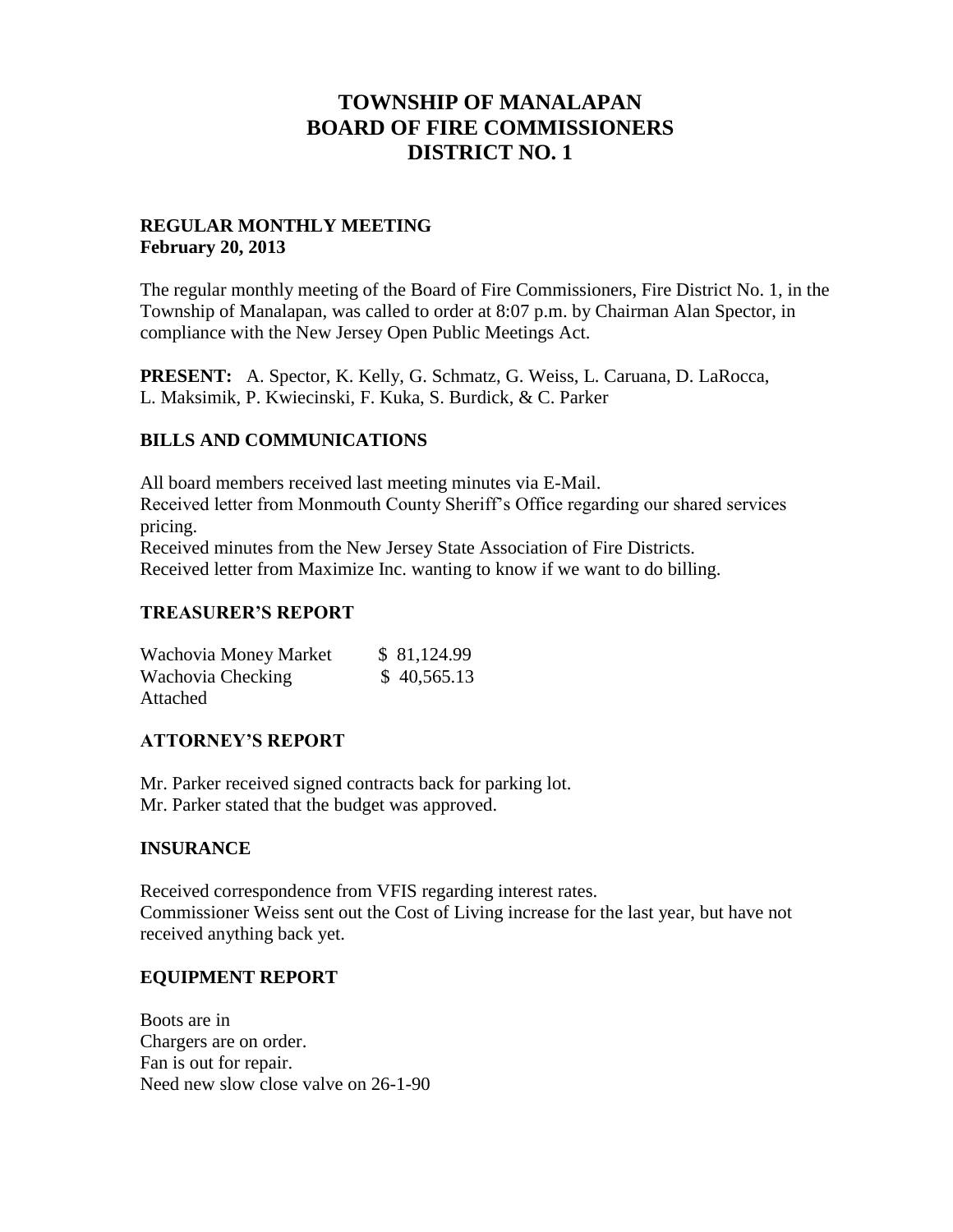# TOWNSHIP OF MANALAPAN
# BOARD OF FIRE COMMISSIONERS
# DISTRICT NO. 1

**REGULAR MONTHLY MEETING**
**February 20, 2013**

The regular monthly meeting of the Board of Fire Commissioners, Fire District No. 1, in the Township of Manalapan, was called to order at 8:07 p.m. by Chairman Alan Spector, in compliance with the New Jersey Open Public Meetings Act.

**PRESENT:** A. Spector, K. Kelly, G. Schmatz, G. Weiss, L. Caruana, D. LaRocca, L. Maksimik, P. Kwiecinski, F. Kuka, S. Burdick, & C. Parker

## BILLS AND COMMUNICATIONS

All board members received last meeting minutes via E-Mail.
Received letter from Monmouth County Sheriff's Office regarding our shared services pricing.
Received minutes from the New Jersey State Association of Fire Districts.
Received letter from Maximize Inc. wanting to know if we want to do billing.

## TREASURER'S REPORT

| | |
|---|---|
| Wachovia Money Market | $ 81,124.99 |
| Wachovia Checking | $ 40,565.13 |

Attached

## ATTORNEY'S REPORT

Mr. Parker received signed contracts back for parking lot.
Mr. Parker stated that the budget was approved.

## INSURANCE

Received correspondence from VFIS regarding interest rates.
Commissioner Weiss sent out the Cost of Living increase for the last year, but have not received anything back yet.

## EQUIPMENT REPORT

Boots are in
Chargers are on order.
Fan is out for repair.
Need new slow close valve on 26-1-90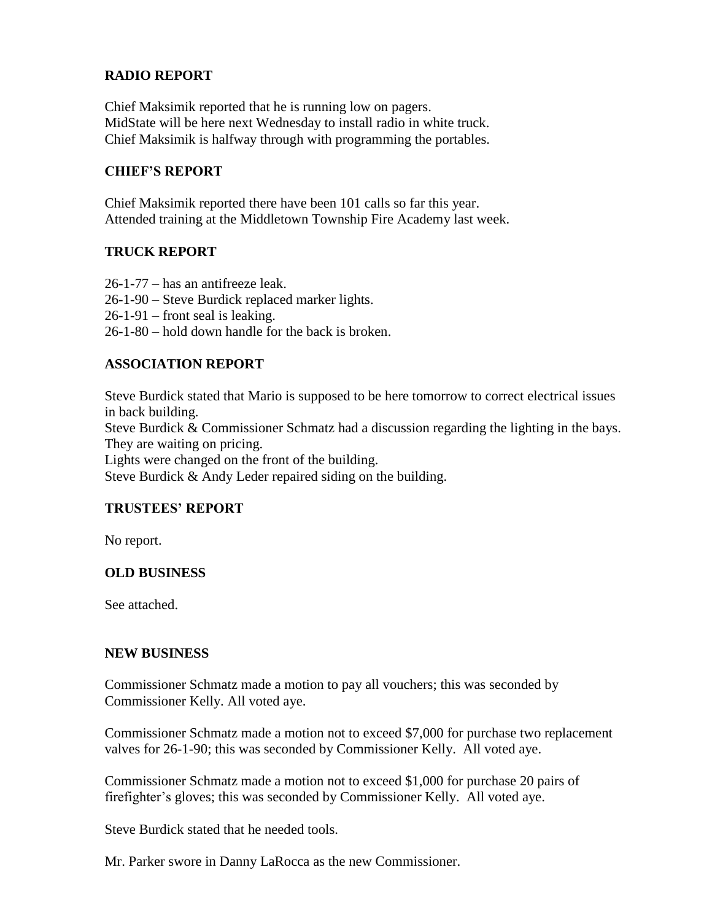## RADIO REPORT

Chief Maksimik reported that he is running low on pagers.
MidState will be here next Wednesday to install radio in white truck.
Chief Maksimik is halfway through with programming the portables.

## CHIEF'S REPORT

Chief Maksimik reported there have been 101 calls so far this year.
Attended training at the Middletown Township Fire Academy last week.

## TRUCK REPORT

26-1-77 – has an antifreeze leak.
26-1-90 – Steve Burdick replaced marker lights.
26-1-91 – front seal is leaking.
26-1-80 – hold down handle for the back is broken.

## ASSOCIATION REPORT

Steve Burdick stated that Mario is supposed to be here tomorrow to correct electrical issues in back building.
Steve Burdick & Commissioner Schmatz had a discussion regarding the lighting in the bays. They are waiting on pricing.
Lights were changed on the front of the building.
Steve Burdick & Andy Leder repaired siding on the building.

## TRUSTEES' REPORT

No report.

## OLD BUSINESS

See attached.

## NEW BUSINESS

Commissioner Schmatz made a motion to pay all vouchers; this was seconded by Commissioner Kelly. All voted aye.

Commissioner Schmatz made a motion not to exceed $7,000 for purchase two replacement valves for 26-1-90; this was seconded by Commissioner Kelly. All voted aye.

Commissioner Schmatz made a motion not to exceed $1,000 for purchase 20 pairs of firefighter's gloves; this was seconded by Commissioner Kelly. All voted aye.

Steve Burdick stated that he needed tools.

Mr. Parker swore in Danny LaRocca as the new Commissioner.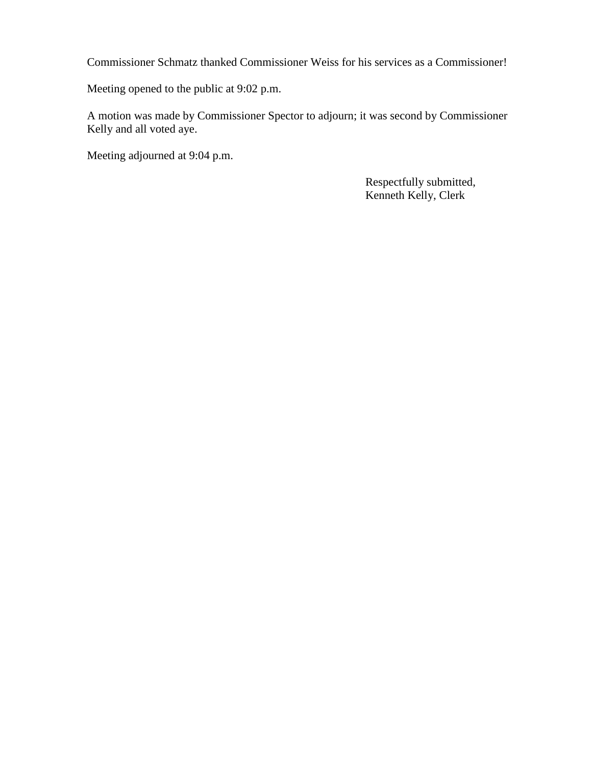Commissioner Schmatz thanked Commissioner Weiss for his services as a Commissioner!

Meeting opened to the public at 9:02 p.m.

A motion was made by Commissioner Spector to adjourn; it was second by Commissioner Kelly and all voted aye.

Meeting adjourned at 9:04 p.m.

Respectfully submitted,
Kenneth Kelly, Clerk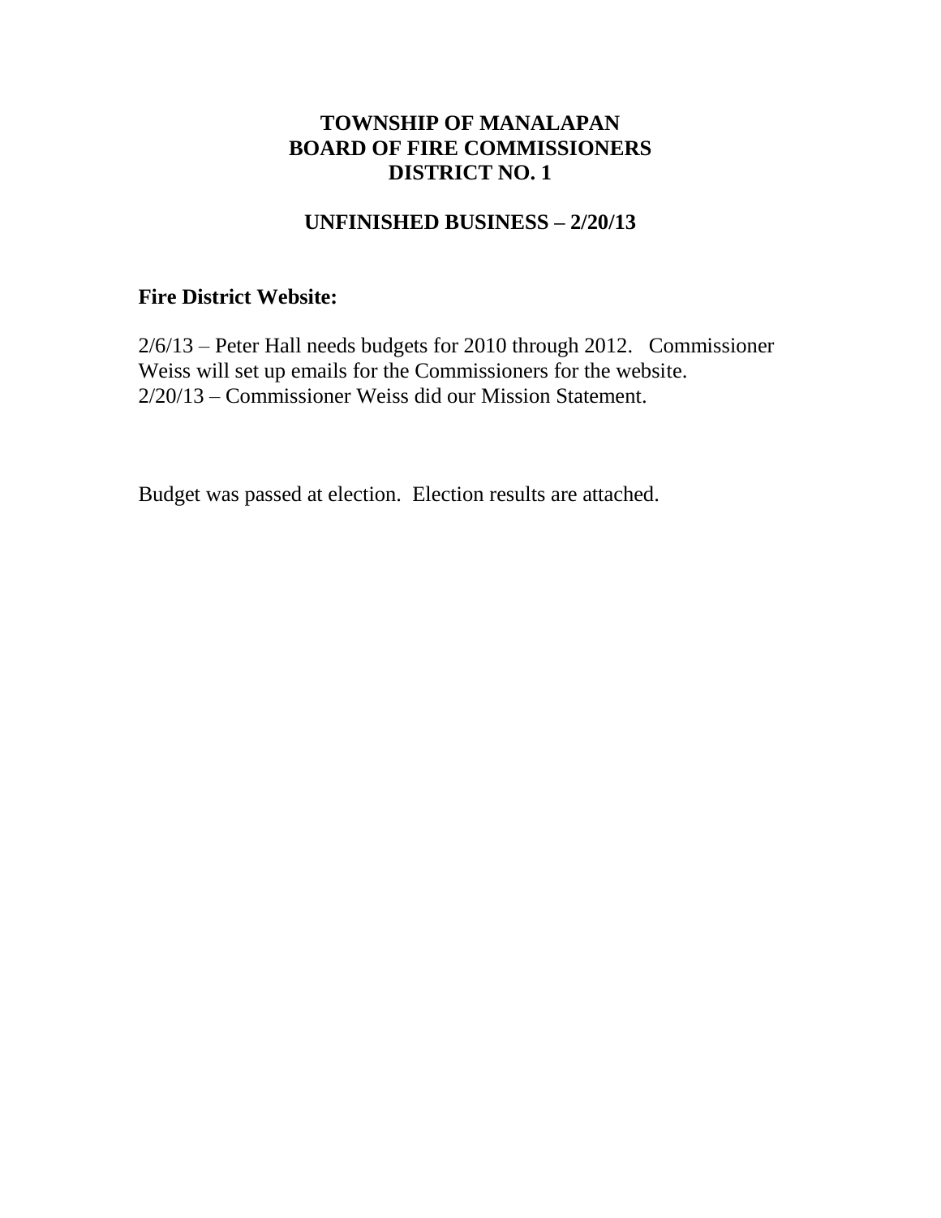**TOWNSHIP OF MANALAPAN**
**BOARD OF FIRE COMMISSIONERS**
**DISTRICT NO. 1**

**UNFINISHED BUSINESS – 2/20/13**

## Fire District Website:

2/6/13 – Peter Hall needs budgets for 2010 through 2012. Commissioner Weiss will set up emails for the Commissioners for the website.
2/20/13 – Commissioner Weiss did our Mission Statement.

Budget was passed at election. Election results are attached.